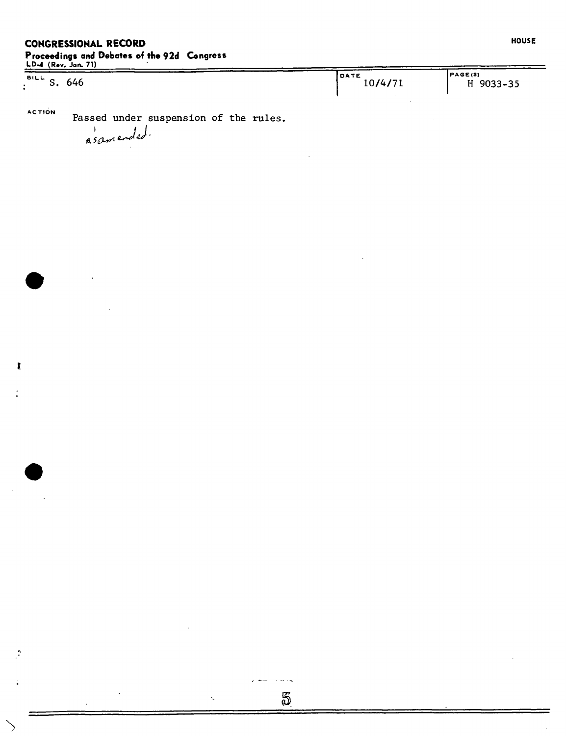**CONGRESSIONAL RECORD** HOUSE

**Proceedings and Debates of the 92d Congress**
LD-4 (Rev. Jan. 71)

| BILL | DATE | PAGE(S) |
|---|---|---|
| S. 646 | 10/4/71 | H 9033-35 |

ACTION

Passed under suspension of the rules.
as amended.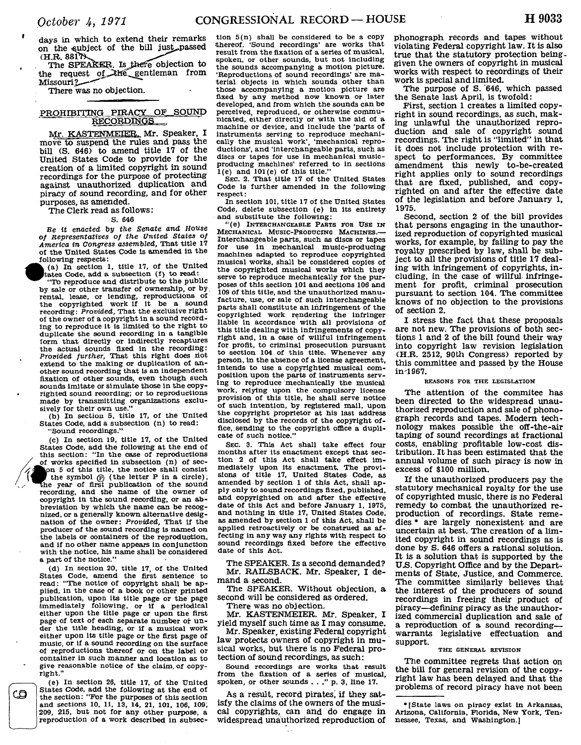days in which to extend their remarks on the subject of the bill just passed (H.R. 8817).

The SPEAKER. Is there objection to the request of the gentleman from Missouri?

There was no objection.

## PROHIBITING PIRACY OF SOUND RECORDINGS

Mr. KASTENMEIER. Mr. Speaker, I move to suspend the rules and pass the bill (S. 646) to amend title 17 of the United States Code to provide for the creation of a limited copyright in sound recordings for the purpose of protecting against unauthorized duplication and piracy of sound recording, and for other purposes, as amended.

The Clerk read as follows:

S. 646

*Be it enacted by the Senate and House of Representatives of the United States of America in Congress assembled,* That title 17 of the United States Code is amended in the following respects:

(a) In section 1, title 17, of the United States Code, add a subsection (f) to read:

"To reproduce and distribute to the public by sale or other transfer of ownership, or by rental, lease, or lending, reproductions of the copyrighted work if it be a sound recording: *Provided,* That the exclusive right of the owner of a copyright in a sound recording to reproduce it is limited to the right to duplicate the sound recording in a tangible form that directly or indirectly recaptures the actual sounds fixed in the recording: *Provided further,* That this right does not extend to the making or duplication of another sound recording that is an independent fixation of other sounds, even though such sounds imitate or simulate those in the copyrighted sound recording; or to reproductions made by transmitting organizations exclusively for their own use."

(b) In section 5, title 17, of the United States Code, add a subsection (n) to read:

"Sound recordings."

(c) In section 19, title 17, of the United States Code, add the following at the end of this section: "In the case of reproductions of works specified in subsection (n) of section 5 of this title, the notice shall consist of the symbol ℗ (the letter P in a circle), the year of first publication of the sound recording, and the name of the owner of copyright in the sound recording, or an abbreviation by which the name can be recognized, or a generally known alternative designation of the owner: *Provided,* That if the producer of the sound recording is named on the labels or containers of the reproduction, and if no other name appears in conjunction with the notice, his name shall be considered a part of the notice."

(d) In section 20, title 17, of the United States Code, amend the first sentence to read: "The notice of copyright shall be applied, in the case of a book or other printed publication, upon its title page or the page immediately following, or if a periodical either upon the title page or upon the first page of text of each separate number or under the title heading, or if a musical work either upon its title page or the first page of music, or if a sound recording on the surface of reproductions thereof or on the label or container in such manner and location as to give reasonable notice of the claim of copyright."

(e) In section 26, title 17, of the United States Code, add the following at the end of the section: "For the purposes of this section and sections 10, 11, 13, 14, 21, 101, 106, 109, 209, 215, but not for any other purpose, a reproduction of a work described in subsection 5(n) shall be considered to be a copy thereof. 'Sound recordings' are works that result from the fixation of a series of musical, spoken, or other sounds, but not including the sounds accompanying a motion picture. 'Reproductions of sound recordings' are material objects in which sounds other than those accompanying a motion picture are fixed by any method now known or later developed, and from which the sounds can be perceived, reproduced, or otherwise communicated, either directly or with the aid of a machine or device, and include the 'parts of instruments serving to reproduce mechanically the musical work', 'mechanical reproductions', and 'interchangeable parts, such as discs or tapes for use in mechanical music-producing machines' referred to in sections 1(e) and 101(e) of this title."

SEC. 2. That title 17 of the United States Code is further amended in the following respect:

In section 101, title 17 of the United States Code, delete subsection (e) in its entirety and substitute the following:

"(e) INTERCHANGEABLE PARTS FOR USE IN MECHANICAL MUSIC-PRODUCING MACHINES.—Interchangeable parts, such as discs or tapes for use in mechanical music-producing machines adapted to reproduce copyrighted musical works, shall be considered copies of the copyrighted musical works which they serve to reproduce mechanically for the purposes of this section 101 and sections 106 and 109 of this title, and the unauthorized manufacture, use, or sale of such interchangeable parts shall constitute an infringement of the copyrighted work rendering the infringer liable in accordance with all provisions of this title dealing with infringements of copyright and, in a case of willful infringement for profit, to criminal prosecution pursuant to section 104 of this title. Whenever any person, in the absence of a license agreement, intends to use a copyrighted musical composition upon the parts of instruments serving to reproduce mechanically the musical work, relying upon the compulsory license provision of this title, he shall serve notice of such intention, by registered mail, upon the copyright proprietor at his last address disclosed by the records of the copyright office, sending to the copyright office a duplicate of such notice."

SEC. 3. This Act shall take effect four months after its enactment except that section 2 of this Act shall take effect immediately upon its enactment. The provisions of title 17, United States Code, as amended by section 1 of this Act, shall apply only to sound recordings fixed, published, and copyrighted on and after the effective date of this Act and before January 1, 1975, and nothing in title 17, United States Code, as amended by section 1 of this Act, shall be applied retroactively or be construed as affecting in any way any rights with respect to sound recordings fixed before the effective date of this Act.

The SPEAKER. Is a second demanded?

Mr. RAILSBACK. Mr. Speaker, I demand a second.

The SPEAKER. Without objection, a second will be considered as ordered.

There was no objection.

Mr. KASTENMEIER. Mr. Speaker, I yield myself such time as I may consume.

Mr. Speaker, existing Federal copyright law protects owners of copyright in musical works, but there is no Federal protection of sound recordings, as such:

> Sound recordings are works that result from the fixation of a series of musical, spoken, or other sounds . . ." p. 3, line 17.

As a result, record pirates, if they satisfy the claims of the owners of the musical copyrights, can and do engage in widespread unauthorized reproduction of phonograph records and tapes without violating Federal copyright law. It is also true that the statutory protection being given the owners of copyright in musical works with respect to recordings of their work is special and limited.

The purpose of S. 646, which passed the Senate last April, is twofold:

First, section 1 creates a limited copyright in sound recordings, as such, making unlawful the unauthorized reproduction and sale of copyright sound recordings. The right is "limited" in that it does not include protection with respect to performances. By committee amendment this newly to-be-created right applies only to sound recordings that are fixed, published, and copyrighted on and after the effective date of the legislation and before January 1, 1975.

Second, section 2 of the bill provides that persons engaging in the unauthorized reproduction of copyrighted musical works, for example, by failing to pay the royalty prescribed by law, shall be subject to all the provisions of title 17 dealing with infringement of copyrights, including, in the case of willful infringement for profit, criminal prosecution pursuant to section 104. The committee knows of no objection to the provisions of section 2.

I stress the fact that these proposals are not new. The provisions of both sections 1 and 2 of the bill found their way into copyright law revision legislation (H.R. 2512, 90th Congress) reported by this committee and passed by the House in 1967.

### REASONS FOR THE LEGISLATION

The attention of the commitee has been directed to the widespread unauthorized reproduction and sale of phonograph records and tapes. Modern technology makes possible the off-the-air taping of sound recordings at fractional costs, enabling profitable low-cost distribution. It has been estimated that the annual volume of such piracy is now in excess of $100 million.

If the unauthorized producers pay the statutory mechanical royalty for the use of copyrighted music, there is no Federal remedy to combat the unauthorized reproduction of recordings. State remedies * are largely nonexistent and are uncertain at best. The creation of a limited copyright in sound recordings as is done by S. 646 offers a rational solution. It is a solution that is supported by the U.S. Copyright Office and by the Departments of State, Justice, and Commerce. The committee similarly believes that the interest of the producers of sound recordings in freeing their product of piracy—defining piracy as the unauthorized commercial duplication and sale of a reproduction of a sound recording—warrants legislative effectuation and support.

### THE GENERAL REVISION

The committee regrets that action on the bill for general revision of the copyright law has been delayed and that the problems of record piracy have not been

*[State laws on piracy exist in Arkansas, Arizona, California, Florida, New York, Tennessee, Texas, and Washington.]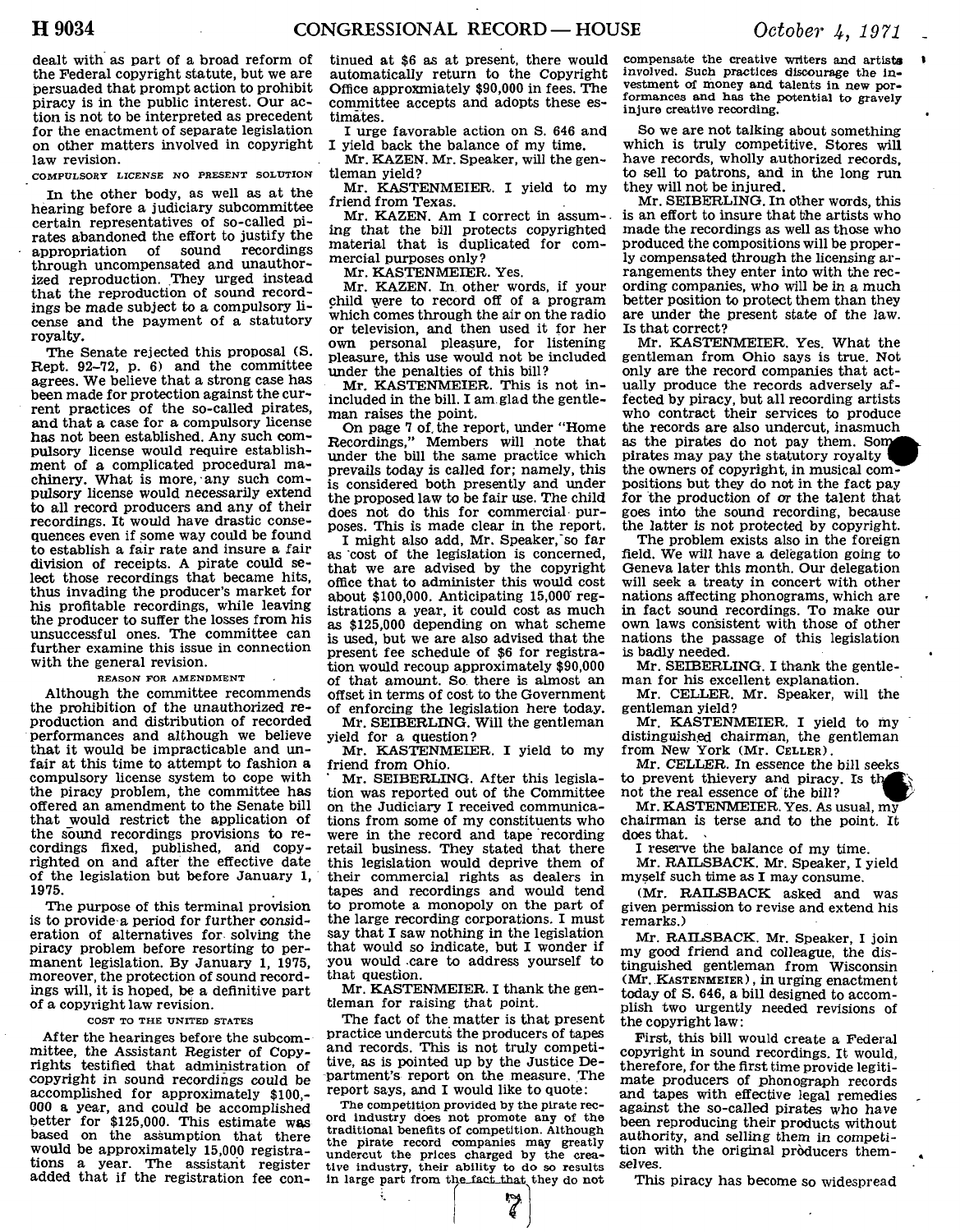dealt with as part of a broad reform of the Federal copyright statute, but we are persuaded that prompt action to prohibit piracy is in the public interest. Our action is not to be interpreted as precedent for the enactment of separate legislation on other matters involved in copyright law revision.

COMPULSORY LICENSE NO PRESENT SOLUTION

In the other body, as well as at the hearing before a judiciary subcommittee certain representatives of so-called pirates abandoned the effort to justify the appropriation of sound recordings through uncompensated and unauthorized reproduction. They urged instead that the reproduction of sound recordings be made subject to a compulsory license and the payment of a statutory royalty.

The Senate rejected this proposal (S. Rept. 92-72, p. 6) and the committee agrees. We believe that a strong case has been made for protection against the current practices of the so-called pirates, and that a case for a compulsory license has not been established. Any such compulsory license would require establishment of a complicated procedural machinery. What is more, any such compulsory license would necessarily extend to all record producers and any of their recordings. It would have drastic consequences even if some way could be found to establish a fair rate and insure a fair division of receipts. A pirate could select those recordings that became hits, thus invading the producer's market for his profitable recordings, while leaving the producer to suffer the losses from his unsuccessful ones. The committee can further examine this issue in connection with the general revision.

REASON FOR AMENDMENT

Although the committee recommends the prohibition of the unauthorized reproduction and distribution of recorded performances and although we believe that it would be impracticable and unfair at this time to attempt to fashion a compulsory license system to cope with the piracy problem, the committee has offered an amendment to the Senate bill that would restrict the application of the sound recordings provisions to recordings fixed, published, and copyrighted on and after the effective date of the legislation but before January 1, 1975.

The purpose of this terminal provision is to provide a period for further consideration of alternatives for solving the piracy problem before resorting to permanent legislation. By January 1, 1975, moreover, the protection of sound recordings will, it is hoped, be a definitive part of a copyright law revision.

COST TO THE UNITED STATES

After the hearings before the subcommittee, the Assistant Register of Copyrights testified that administration of copyright in sound recordings could be accomplished for approximately $100,000 a year, and could be accomplished better for $125,000. This estimate was based on the assumption that there would be approximately 15,000 registrations a year. The assistant register added that if the registration fee continued at $6 as at present, there would automatically return to the Copyright Office approxmiately $90,000 in fees. The committee accepts and adopts these estimates.

I urge favorable action on S. 646 and I yield back the balance of my time.

Mr. KAZEN. Mr. Speaker, will the gentleman yield?

Mr. KASTENMEIER. I yield to my friend from Texas.

Mr. KAZEN. Am I correct in assuming that the bill protects copyrighted material that is duplicated for commercial purposes only?

Mr. KASTENMEIER. Yes.

Mr. KAZEN. In other words, if your child were to record off of a program which comes through the air on the radio or television, and then used it for her own personal pleasure, for listening pleasure, this use would not be included under the penalties of this bill?

Mr. KASTENMEIER. This is not inincluded in the bill. I am glad the gentleman raises the point.

On page 7 of the report, under "Home Recordings," Members will note that under the bill the same practice which prevails today is called for; namely, this is considered both presently and under the proposed law to be fair use. The child does not do this for commercial purposes. This is made clear in the report.

I might also add, Mr. Speaker, so far as cost of the legislation is concerned, that we are advised by the copyright office that to administer this would cost about $100,000. Anticipating 15,000 registrations a year, it could cost as much as $125,000 depending on what scheme is used, but we are also advised that the present fee schedule of $6 for registration would recoup approximately $90,000 of that amount. So there is almost an offset in terms of cost to the Government of enforcing the legislation here today.

Mr. SEIBERLING. Will the gentleman yield for a question?

Mr. KASTENMEIER. I yield to my friend from Ohio.

Mr. SEIBERLING. After this legislation was reported out of the Committee on the Judiciary I received communications from some of my constituents who were in the record and tape recording retail business. They stated that there this legislation would deprive them of their commercial rights as dealers in tapes and recordings and would tend to promote a monopoly on the part of the large recording corporations. I must say that I saw nothing in the legislation that would so indicate, but I wonder if you would care to address yourself to that question.

Mr. KASTENMEIER. I thank the gentleman for raising that point.

The fact of the matter is that present practice undercuts the producers of tapes and records. This is not truly competitive, as is pointed up by the Justice Department's report on the measure. The report says, and I would like to quote:

> The competition provided by the pirate record industry does not promote any of the traditional benefits of competition. Although the pirate record companies may greatly undercut the prices charged by the creative industry, their ability to do so results in large part from the fact that they do not compensate the creative writers and artists involved. Such practices discourage the investment of money and talents in new performances and has the potential to gravely injure creative recording.

So we are not talking about something which is truly competitive. Stores will have records, wholly authorized records, to sell to patrons, and in the long run they will not be injured.

Mr. SEIBERLING. In other words, this is an effort to insure that the artists who made the recordings as well as those who produced the compositions will be properly compensated through the licensing arrangements they enter into with the recording companies, who will be in a much better position to protect them than they are under the present state of the law. Is that correct?

Mr. KASTENMEIER. Yes. What the gentleman from Ohio says is true. Not only are the record companies that actually produce the records adversely affected by piracy, but all recording artists who contract their services to produce the records are also undercut, inasmuch as the pirates do not pay them. Some pirates may pay the statutory royalty to the owners of copyright, in musical compositions but they do not in the fact pay for the production of or the talent that goes into the sound recording, because the latter is not protected by copyright.

The problem exists also in the foreign field. We will have a delegation going to Geneva later this month. Our delegation will seek a treaty in concert with other nations affecting phonograms, which are in fact sound recordings. To make our own laws consistent with those of other nations the passage of this legislation is badly needed.

Mr. SEIBERLING. I thank the gentleman for his excellent explanation.

Mr. CELLER. Mr. Speaker, will the gentleman yield?

Mr. KASTENMEIER. I yield to my distinguished chairman, the gentleman from New York (Mr. CELLER).

Mr. CELLER. In essence the bill seeks to prevent thievery and piracy. Is that not the real essence of the bill?

Mr. KASTENMEIER. Yes. As usual, my chairman is terse and to the point. It does that.

I reserve the balance of my time.

Mr. RAILSBACK. Mr. Speaker, I yield myself such time as I may consume.

(Mr. RAILSBACK asked and was given permission to revise and extend his remarks.)

Mr. RAILSBACK. Mr. Speaker, I join my good friend and colleague, the distinguished gentleman from Wisconsin (Mr. KASTENMEIER), in urging enactment today of S. 646, a bill designed to accomplish two urgently needed revisions of the copyright law:

First, this bill would create a Federal copyright in sound recordings. It would, therefore, for the first time provide legitimate producers of phonograph records and tapes with effective legal remedies against the so-called pirates who have been reproducing their products without authority, and selling them in competition with the original producers themselves.

This piracy has become so widespread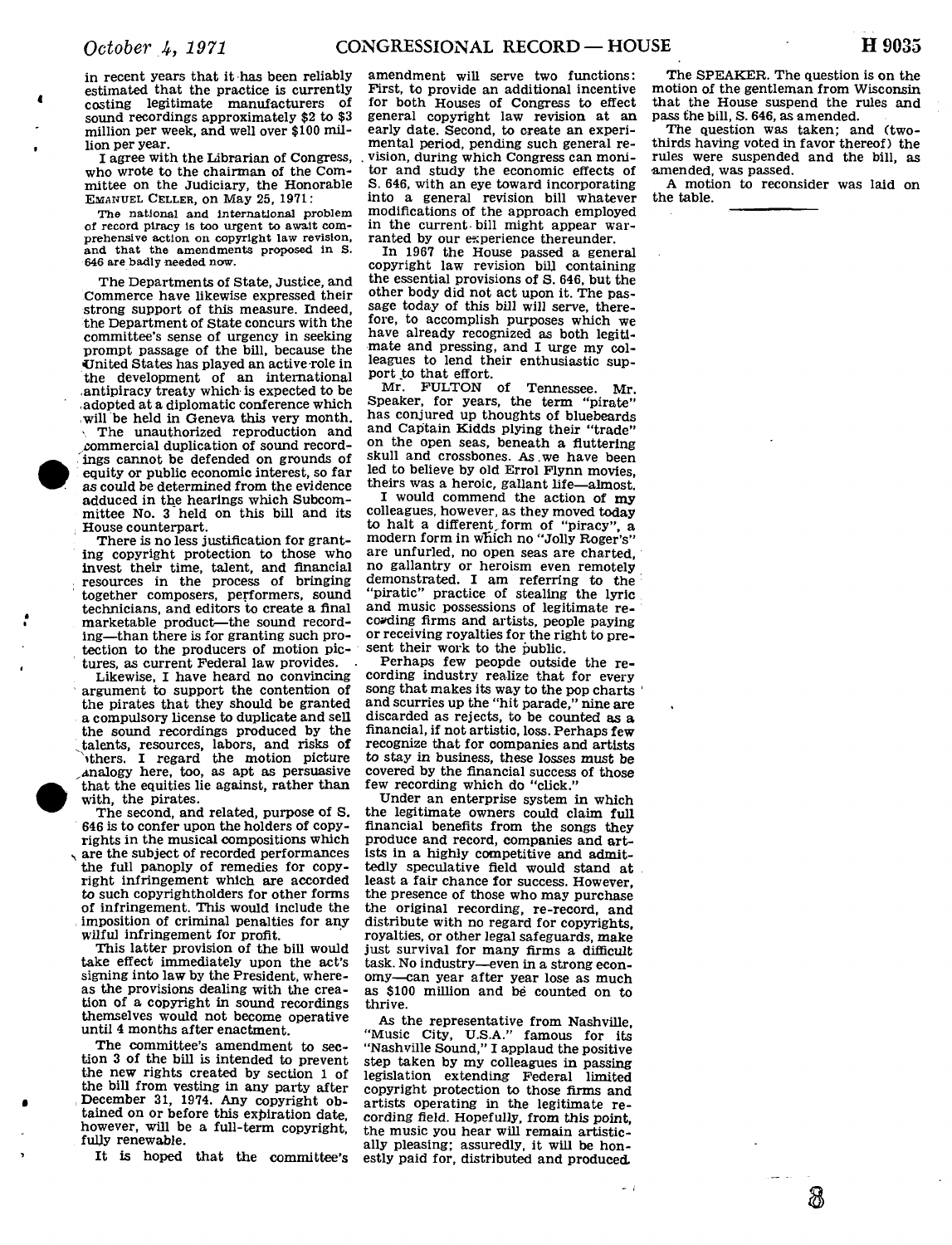in recent years that it has been reliably estimated that the practice is currently costing legitimate manufacturers of sound recordings approximately $2 to $3 million per week, and well over $100 million per year.

I agree with the Librarian of Congress, who wrote to the chairman of the Committee on the Judiciary, the Honorable EMANUEL CELLER, on May 25, 1971:

> The national and international problem of record piracy is too urgent to await comprehensive action on copyright law revision, and that the amendments proposed in S. 646 are badly needed now.

The Departments of State, Justice, and Commerce have likewise expressed their strong support of this measure. Indeed, the Department of State concurs with the committee's sense of urgency in seeking prompt passage of the bill, because the United States has played an active role in the development of an international antipiracy treaty which is expected to be adopted at a diplomatic conference which will be held in Geneva this very month.

The unauthorized reproduction and commercial duplication of sound recordings cannot be defended on grounds of equity or public economic interest, so far as could be determined from the evidence adduced in the hearings which Subcommittee No. 3 held on this bill and its House counterpart.

There is no less justification for granting copyright protection to those who invest their time, talent, and financial resources in the process of bringing together composers, performers, sound technicians, and editors to create a final marketable product—the sound recording—than there is for granting such protection to the producers of motion pictures, as current Federal law provides.

Likewise, I have heard no convincing argument to support the contention of the pirates that they should be granted a compulsory license to duplicate and sell the sound recordings produced by the talents, resources, labors, and risks of others. I regard the motion picture analogy here, too, as apt as persuasive that the equities lie against, rather than with, the pirates.

The second, and related, purpose of S. 646 is to confer upon the holders of copyrights in the musical compositions which are the subject of recorded performances the full panoply of remedies for copyright infringement which are accorded to such copyrightholders for other forms of infringement. This would include the imposition of criminal penalties for any wilful infringement for profit.

This latter provision of the bill would take effect immediately upon the act's signing into law by the President, whereas the provisions dealing with the creation of a copyright in sound recordings themselves would not become operative until 4 months after enactment.

The committee's amendment to section 3 of the bill is intended to prevent the new rights created by section 1 of the bill from vesting in any party after December 31, 1974. Any copyright obtained on or before this expiration date, however, will be a full-term copyright, fully renewable.

It is hoped that the committee's amendment will serve two functions: First, to provide an additional incentive for both Houses of Congress to effect general copyright law revision at an early date. Second, to create an experimental period, pending such general revision, during which Congress can monitor and study the economic effects of S. 646, with an eye toward incorporating into a general revision bill whatever modifications of the approach employed in the current bill might appear warranted by our experience thereunder.

In 1967 the House passed a general copyright law revision bill containing the essential provisions of S. 646, but the other body did not act upon it. The passage today of this bill will serve, therefore, to accomplish purposes which we have already recognized as both legitimate and pressing, and I urge my colleagues to lend their enthusiastic support to that effort.

Mr. FULTON of Tennessee. Mr. Speaker, for years, the term "pirate" has conjured up thoughts of bluebeards and Captain Kidds plying their "trade" on the open seas, beneath a fluttering skull and crossbones. As we have been led to believe by old Errol Flynn movies, theirs was a heroic, gallant life—almost.

I would commend the action of my colleagues, however, as they moved today to halt a different form of "piracy", a modern form in which no "Jolly Roger's" are unfurled, no open seas are charted, no gallantry or heroism even remotely demonstrated. I am referring to the "piratic" practice of stealing the lyric and music possessions of legitimate recording firms and artists, people paying or receiving royalties for the right to present their work to the public.

Perhaps few peopde outside the recording industry realize that for every song that makes its way to the pop charts and scurries up the "hit parade," nine are discarded as rejects, to be counted as a financial, if not artistic, loss. Perhaps few recognize that for companies and artists to stay in business, these losses must be covered by the financial success of those few recording which do "click."

Under an enterprise system in which the legitimate owners could claim full financial benefits from the songs they produce and record, companies and artists in a highly competitive and admittedly speculative field would stand at least a fair chance for success. However, the presence of those who may purchase the original recording, re-record, and distribute with no regard for copyrights, royalties, or other legal safeguards, make just survival for many firms a difficult task. No industry—even in a strong economy—can year after year lose as much as $100 million and be counted on to thrive.

As the representative from Nashville, "Music City, U.S.A." famous for its "Nashville Sound," I applaud the positive step taken by my colleagues in passing legislation extending Federal limited copyright protection to those firms and artists operating in the legitimate recording field. Hopefully, from this point, the music you hear will remain artistically pleasing; assuredly, it will be honestly paid for, distributed and produced.

The SPEAKER. The question is on the motion of the gentleman from Wisconsin that the House suspend the rules and pass the bill, S. 646, as amended.

The question was taken; and (two-thirds having voted in favor thereof) the rules were suspended and the bill, as amended, was passed.

A motion to reconsider was laid on the table.